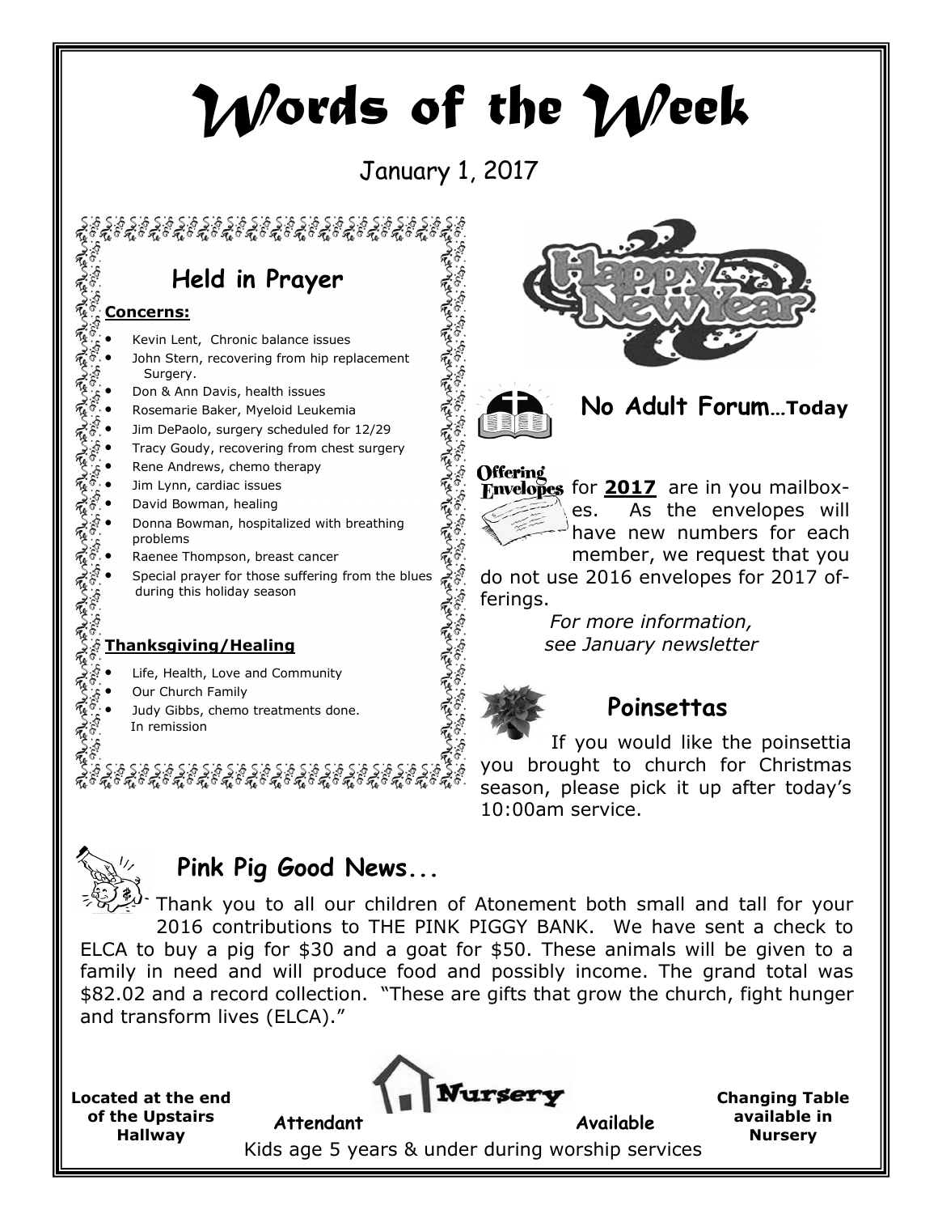# Words of the Week

January 1, 2017

## Held in Prayer

**Concerns:**

- Kevin Lent, Chronic balance issues
- John Stern, recovering from hip replacement Surgery.
- Don & Ann Davis, health issues
- Rosemarie Baker, Myeloid Leukemia
- Jim DePaolo, surgery scheduled for 12/29
- Tracy Goudy, recovering from chest surgery
- Rene Andrews, chemo therapy
- Jim Lynn, cardiac issues
- David Bowman, healing
- Donna Bowman, hospitalized with breathing problems
- Raenee Thompson, breast cancer
- Special prayer for those suffering from the blues during this holiday season

**Thanksgiving/Healing**

- Life, Health, Love and Community
- Our Church Family
- Judy Gibbs, chemo treatments done. In remission

Happy New Year

## No Adult Forum…Today

**Offering Envelopes** for **2017** are in you mailboxes. As the envelopes will have new numbers for each member, we request that you do not use 2016 envelopes for 2017 offerings.

*For more information, see January newsletter*

## Poinsettas

If you would like the poinsettia you brought to church for Christmas season, please pick it up after today's 10:00am service.

## Pink Pig Good News...

Thank you to all our children of Atonement both small and tall for your 2016 contributions to THE PINK PIGGY BANK. We have sent a check to ELCA to buy a pig for $30 and a goat for $50. These animals will be given to a family in need and will produce food and possibly income. The grand total was $82.02 and a record collection. "These are gifts that grow the church, fight hunger and transform lives (ELCA)."

**Located at the end of the Upstairs Hallway**

**Nursery**

**Attendant Available**

Kids age 5 years & under during worship services

**Changing Table available in Nursery**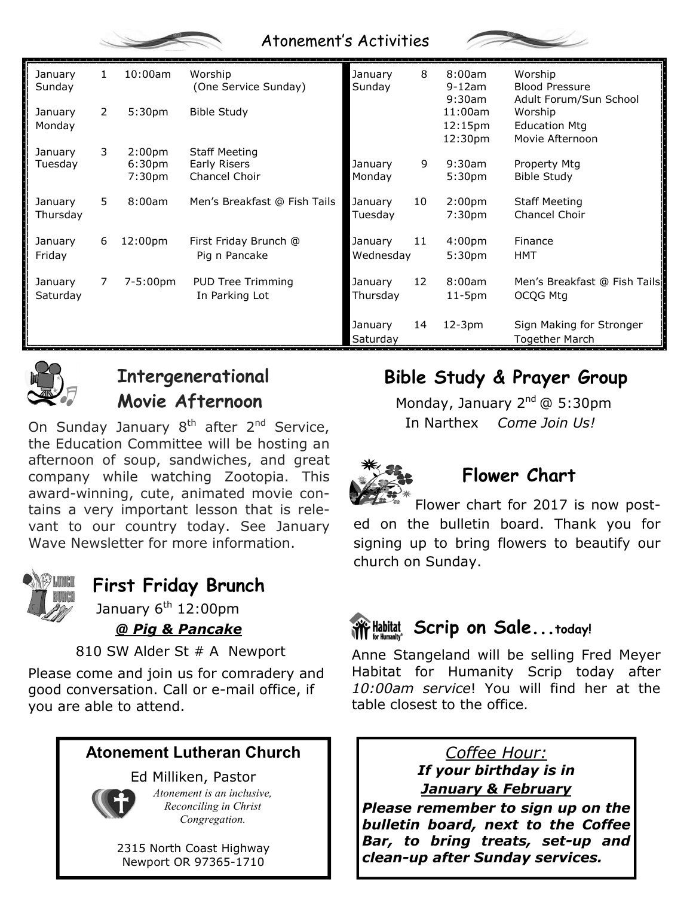# Atonement's Activities

| | | | |
|---|---|---|---|
| January Sunday | 1 | 10:00am | Worship (One Service Sunday) |
| January Monday | 2 | 5:30pm | Bible Study |
| January Tuesday | 3 | 2:00pm<br>6:30pm<br>7:30pm | Staff Meeting<br>Early Risers<br>Chancel Choir |
| January Thursday | 5 | 8:00am | Men's Breakfast @ Fish Tails |
| January Friday | 6 | 12:00pm | First Friday Brunch @ Pig n Pancake |
| January Saturday | 7 | 7-5:00pm | PUD Tree Trimming In Parking Lot |
| January Sunday | 8 | 8:00am<br>9-12am<br>9:30am<br>11:00am<br>12:15pm<br>12:30pm | Worship<br>Blood Pressure<br>Adult Forum/Sun School<br>Worship<br>Education Mtg<br>Movie Afternoon |
| January Monday | 9 | 9:30am<br>5:30pm | Property Mtg<br>Bible Study |
| January Tuesday | 10 | 2:00pm<br>7:30pm | Staff Meeting<br>Chancel Choir |
| January Wednesday | 11 | 4:00pm<br>5:30pm | Finance<br>HMT |
| January Thursday | 12 | 8:00am<br>11-5pm | Men's Breakfast @ Fish Tails<br>OCQG Mtg |
| January Saturday | 14 | 12-3pm | Sign Making for Stronger Together March |

## Intergenerational Movie Afternoon

On Sunday January 8th after 2nd Service, the Education Committee will be hosting an afternoon of soup, sandwiches, and great company while watching Zootopia. This award-winning, cute, animated movie contains a very important lesson that is relevant to our country today. See January Wave Newsletter for more information.

## First Friday Brunch

January 6th 12:00pm

***@ Pig & Pancake***

810 SW Alder St # A Newport

Please come and join us for comradery and good conversation. Call or e-mail office, if you are able to attend.

## Bible Study & Prayer Group

Monday, January 2nd @ 5:30pm

In Narthex *Come Join Us!*

## Flower Chart

Flower chart for 2017 is now posted on the bulletin board. Thank you for signing up to bring flowers to beautify our church on Sunday.

## Scrip on Sale...today!

Anne Stangeland will be selling Fred Meyer Habitat for Humanity Scrip today after *10:00am service*! You will find her at the table closest to the office.

**Atonement Lutheran Church**

Ed Milliken, Pastor

*Atonement is an inclusive, Reconciling in Christ Congregation.*

2315 North Coast Highway
Newport OR 97365-1710

*Coffee Hour:*

***If your birthday is in January & February***

***Please remember to sign up on the bulletin board, next to the Coffee Bar, to bring treats, set-up and clean-up after Sunday services.***